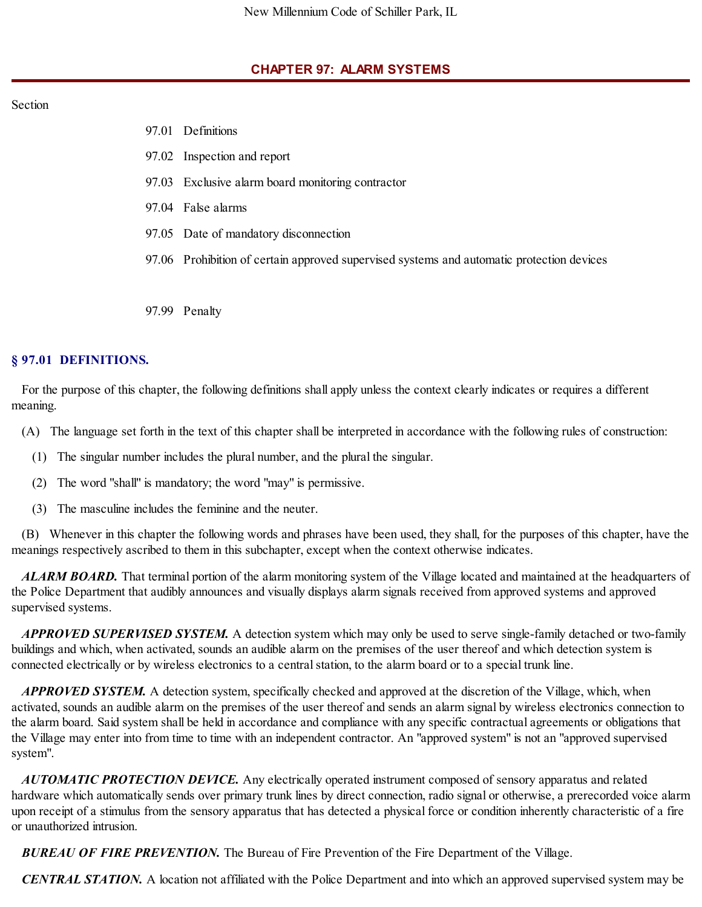# CHAPTER 97: ALARM SYSTEMS

Section

97.01 Definitions

97.02 Inspection and report

97.03 Exclusive alarm board monitoring contractor

97.04 False alarms

97.05 Date of mandatory disconnection

97.06 Prohibition of certain approved supervised systems and automatic protection devices

97.99 Penalty

## § 97.01 DEFINITIONS.

For the purpose of this chapter, the following definitions shall apply unless the context clearly indicates or requires a different meaning.

(A) The language set forth in the text of this chapter shall be interpreted in accordance with the following rules of construction:

(1) The singular number includes the plural number, and the plural the singular.

(2) The word "shall" is mandatory; the word "may" is permissive.

(3) The masculine includes the feminine and the neuter.

(B) Whenever in this chapter the following words and phrases have been used, they shall, for the purposes of this chapter, have the meanings respectively ascribed to them in this subchapter, except when the context otherwise indicates.

***ALARM BOARD.*** That terminal portion of the alarm monitoring system of the Village located and maintained at the headquarters of the Police Department that audibly announces and visually displays alarm signals received from approved systems and approved supervised systems.

***APPROVED SUPERVISED SYSTEM.*** A detection system which may only be used to serve single-family detached or two-family buildings and which, when activated, sounds an audible alarm on the premises of the user thereof and which detection system is connected electrically or by wireless electronics to a central station, to the alarm board or to a special trunk line.

***APPROVED SYSTEM.*** A detection system, specifically checked and approved at the discretion of the Village, which, when activated, sounds an audible alarm on the premises of the user thereof and sends an alarm signal by wireless electronics connection to the alarm board. Said system shall be held in accordance and compliance with any specific contractual agreements or obligations that the Village may enter into from time to time with an independent contractor. An "approved system" is not an "approved supervised system".

***AUTOMATIC PROTECTION DEVICE.*** Any electrically operated instrument composed of sensory apparatus and related hardware which automatically sends over primary trunk lines by direct connection, radio signal or otherwise, a prerecorded voice alarm upon receipt of a stimulus from the sensory apparatus that has detected a physical force or condition inherently characteristic of a fire or unauthorized intrusion.

***BUREAU OF FIRE PREVENTION.*** The Bureau of Fire Prevention of the Fire Department of the Village.

***CENTRAL STATION.*** A location not affiliated with the Police Department and into which an approved supervised system may be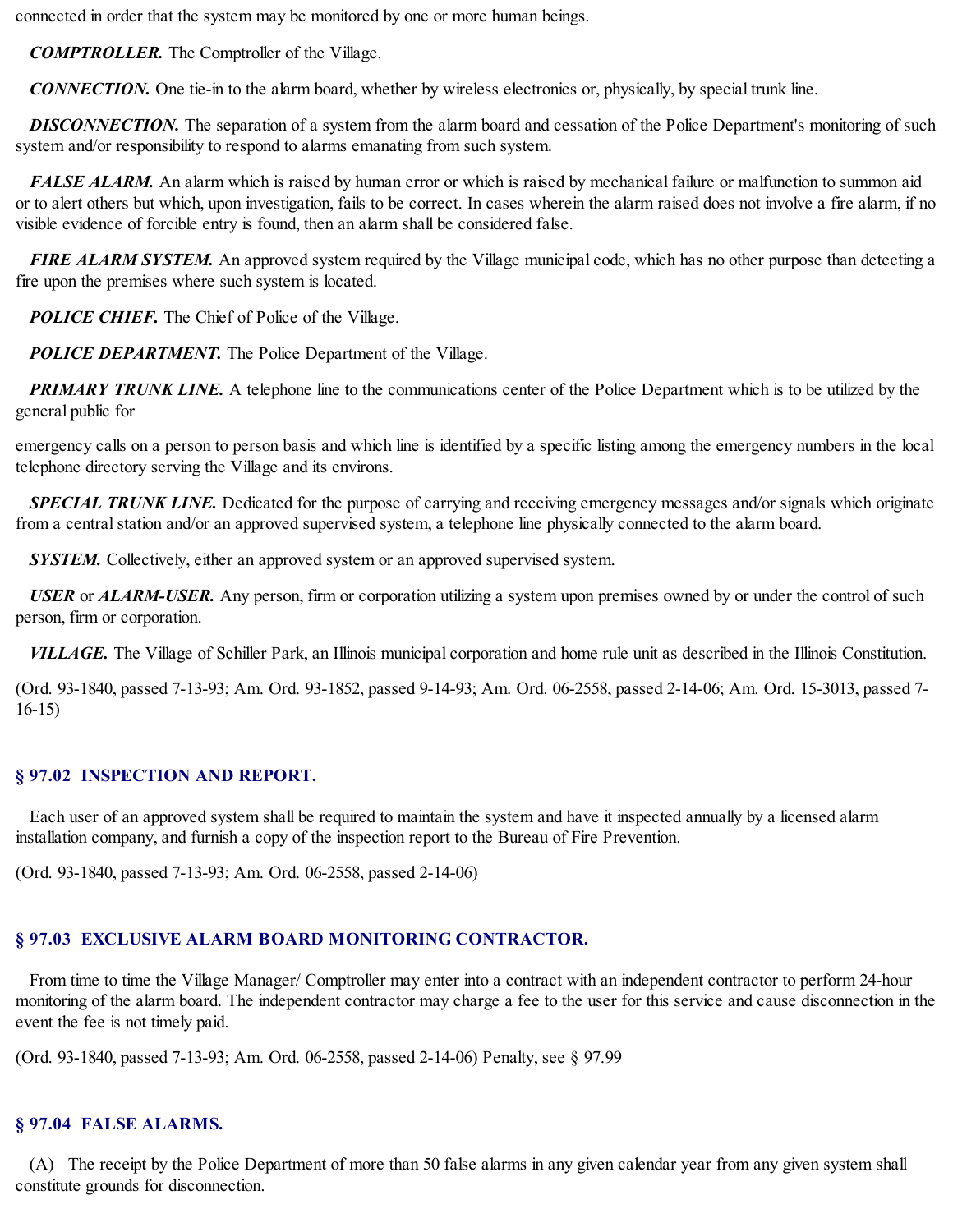connected in order that the system may be monitored by one or more human beings.

***COMPTROLLER.*** The Comptroller of the Village.

***CONNECTION.*** One tie-in to the alarm board, whether by wireless electronics or, physically, by special trunk line.

***DISCONNECTION.*** The separation of a system from the alarm board and cessation of the Police Department's monitoring of such system and/or responsibility to respond to alarms emanating from such system.

***FALSE ALARM.*** An alarm which is raised by human error or which is raised by mechanical failure or malfunction to summon aid or to alert others but which, upon investigation, fails to be correct. In cases wherein the alarm raised does not involve a fire alarm, if no visible evidence of forcible entry is found, then an alarm shall be considered false.

***FIRE ALARM SYSTEM.*** An approved system required by the Village municipal code, which has no other purpose than detecting a fire upon the premises where such system is located.

***POLICE CHIEF.*** The Chief of Police of the Village.

***POLICE DEPARTMENT.*** The Police Department of the Village.

***PRIMARY TRUNK LINE.*** A telephone line to the communications center of the Police Department which is to be utilized by the general public for emergency calls on a person to person basis and which line is identified by a specific listing among the emergency numbers in the local telephone directory serving the Village and its environs.

***SPECIAL TRUNK LINE.*** Dedicated for the purpose of carrying and receiving emergency messages and/or signals which originate from a central station and/or an approved supervised system, a telephone line physically connected to the alarm board.

***SYSTEM.*** Collectively, either an approved system or an approved supervised system.

***USER*** or ***ALARM-USER.*** Any person, firm or corporation utilizing a system upon premises owned by or under the control of such person, firm or corporation.

***VILLAGE.*** The Village of Schiller Park, an Illinois municipal corporation and home rule unit as described in the Illinois Constitution.

(Ord. 93-1840, passed 7-13-93; Am. Ord. 93-1852, passed 9-14-93; Am. Ord. 06-2558, passed 2-14-06; Am. Ord. 15-3013, passed 7-16-15)

## § 97.02 INSPECTION AND REPORT.

Each user of an approved system shall be required to maintain the system and have it inspected annually by a licensed alarm installation company, and furnish a copy of the inspection report to the Bureau of Fire Prevention.

(Ord. 93-1840, passed 7-13-93; Am. Ord. 06-2558, passed 2-14-06)

## § 97.03 EXCLUSIVE ALARM BOARD MONITORING CONTRACTOR.

From time to time the Village Manager/ Comptroller may enter into a contract with an independent contractor to perform 24-hour monitoring of the alarm board. The independent contractor may charge a fee to the user for this service and cause disconnection in the event the fee is not timely paid.

(Ord. 93-1840, passed 7-13-93; Am. Ord. 06-2558, passed 2-14-06) Penalty, see § 97.99

## § 97.04 FALSE ALARMS.

(A) The receipt by the Police Department of more than 50 false alarms in any given calendar year from any given system shall constitute grounds for disconnection.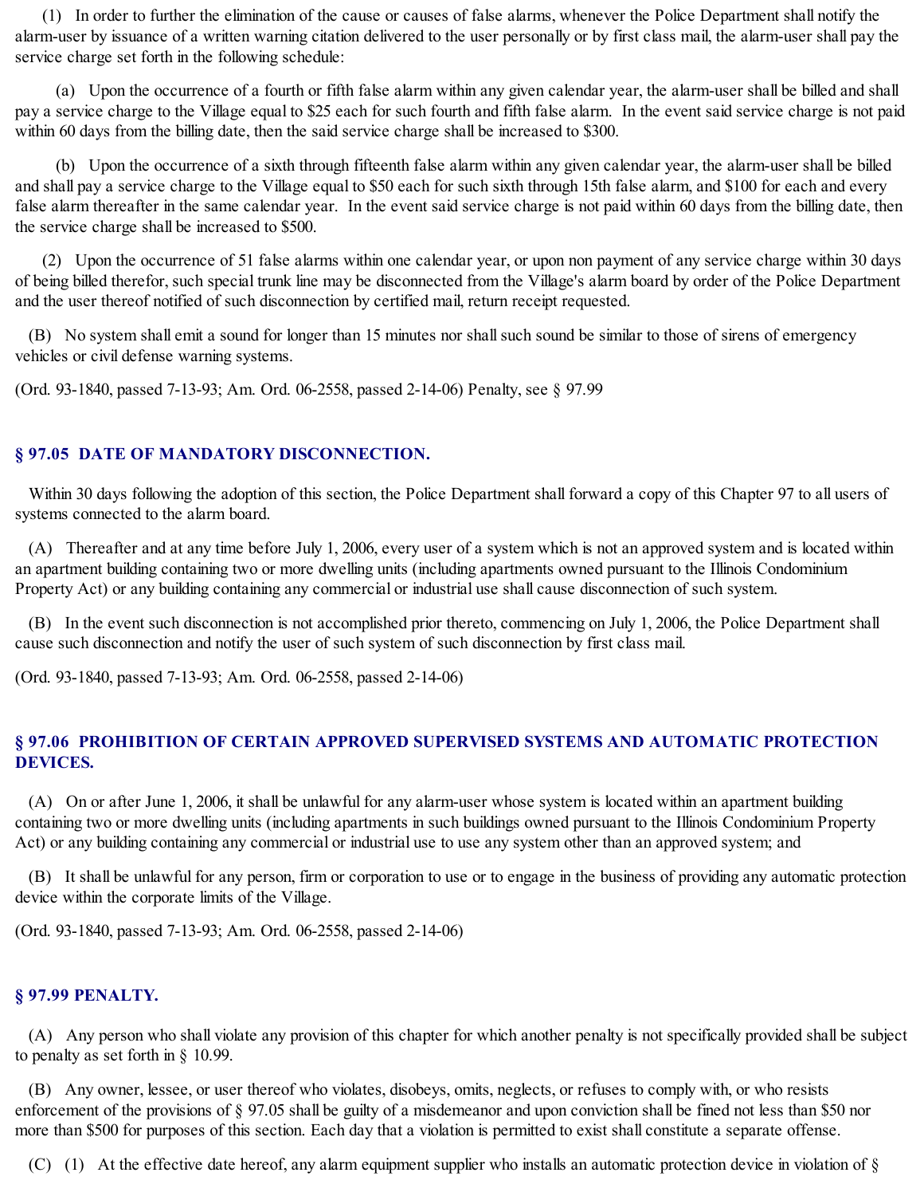(1) In order to further the elimination of the cause or causes of false alarms, whenever the Police Department shall notify the alarm-user by issuance of a written warning citation delivered to the user personally or by first class mail, the alarm-user shall pay the service charge set forth in the following schedule:

(a) Upon the occurrence of a fourth or fifth false alarm within any given calendar year, the alarm-user shall be billed and shall pay a service charge to the Village equal to $25 each for such fourth and fifth false alarm. In the event said service charge is not paid within 60 days from the billing date, then the said service charge shall be increased to $300.

(b) Upon the occurrence of a sixth through fifteenth false alarm within any given calendar year, the alarm-user shall be billed and shall pay a service charge to the Village equal to $50 each for such sixth through 15th false alarm, and $100 for each and every false alarm thereafter in the same calendar year. In the event said service charge is not paid within 60 days from the billing date, then the service charge shall be increased to $500.

(2) Upon the occurrence of 51 false alarms within one calendar year, or upon non payment of any service charge within 30 days of being billed therefor, such special trunk line may be disconnected from the Village's alarm board by order of the Police Department and the user thereof notified of such disconnection by certified mail, return receipt requested.

(B) No system shall emit a sound for longer than 15 minutes nor shall such sound be similar to those of sirens of emergency vehicles or civil defense warning systems.

(Ord. 93-1840, passed 7-13-93; Am. Ord. 06-2558, passed 2-14-06) Penalty, see § 97.99

## § 97.05 DATE OF MANDATORY DISCONNECTION.

Within 30 days following the adoption of this section, the Police Department shall forward a copy of this Chapter 97 to all users of systems connected to the alarm board.

(A) Thereafter and at any time before July 1, 2006, every user of a system which is not an approved system and is located within an apartment building containing two or more dwelling units (including apartments owned pursuant to the Illinois Condominium Property Act) or any building containing any commercial or industrial use shall cause disconnection of such system.

(B) In the event such disconnection is not accomplished prior thereto, commencing on July 1, 2006, the Police Department shall cause such disconnection and notify the user of such system of such disconnection by first class mail.

(Ord. 93-1840, passed 7-13-93; Am. Ord. 06-2558, passed 2-14-06)

## § 97.06 PROHIBITION OF CERTAIN APPROVED SUPERVISED SYSTEMS AND AUTOMATIC PROTECTION DEVICES.

(A) On or after June 1, 2006, it shall be unlawful for any alarm-user whose system is located within an apartment building containing two or more dwelling units (including apartments in such buildings owned pursuant to the Illinois Condominium Property Act) or any building containing any commercial or industrial use to use any system other than an approved system; and

(B) It shall be unlawful for any person, firm or corporation to use or to engage in the business of providing any automatic protection device within the corporate limits of the Village.

(Ord. 93-1840, passed 7-13-93; Am. Ord. 06-2558, passed 2-14-06)

## § 97.99 PENALTY.

(A) Any person who shall violate any provision of this chapter for which another penalty is not specifically provided shall be subject to penalty as set forth in § 10.99.

(B) Any owner, lessee, or user thereof who violates, disobeys, omits, neglects, or refuses to comply with, or who resists enforcement of the provisions of § 97.05 shall be guilty of a misdemeanor and upon conviction shall be fined not less than $50 nor more than $500 for purposes of this section. Each day that a violation is permitted to exist shall constitute a separate offense.

(C) (1) At the effective date hereof, any alarm equipment supplier who installs an automatic protection device in violation of §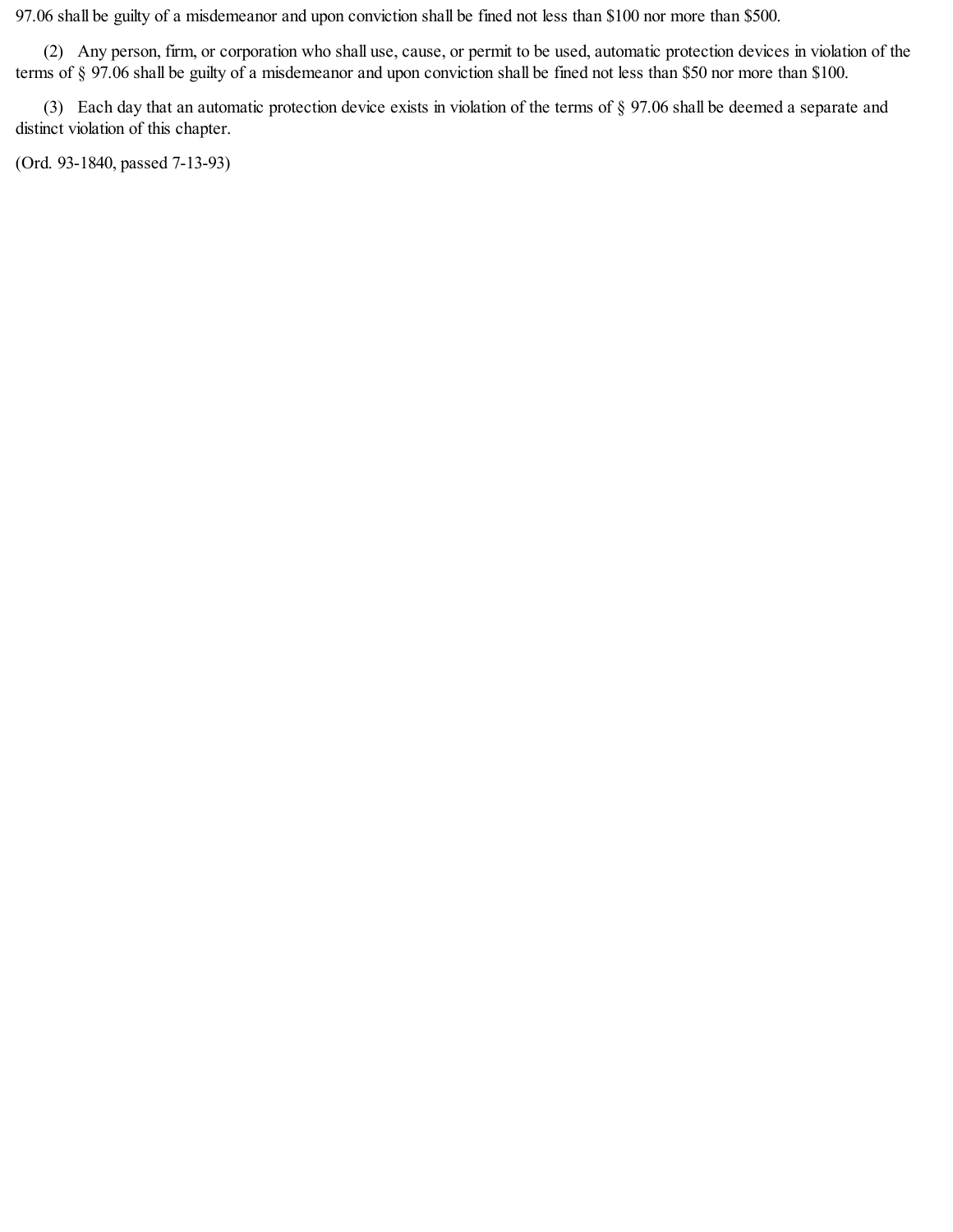97.06 shall be guilty of a misdemeanor and upon conviction shall be fined not less than $100 nor more than $500.

(2) Any person, firm, or corporation who shall use, cause, or permit to be used, automatic protection devices in violation of the terms of § 97.06 shall be guilty of a misdemeanor and upon conviction shall be fined not less than $50 nor more than $100.

(3) Each day that an automatic protection device exists in violation of the terms of § 97.06 shall be deemed a separate and distinct violation of this chapter.

(Ord. 93-1840, passed 7-13-93)